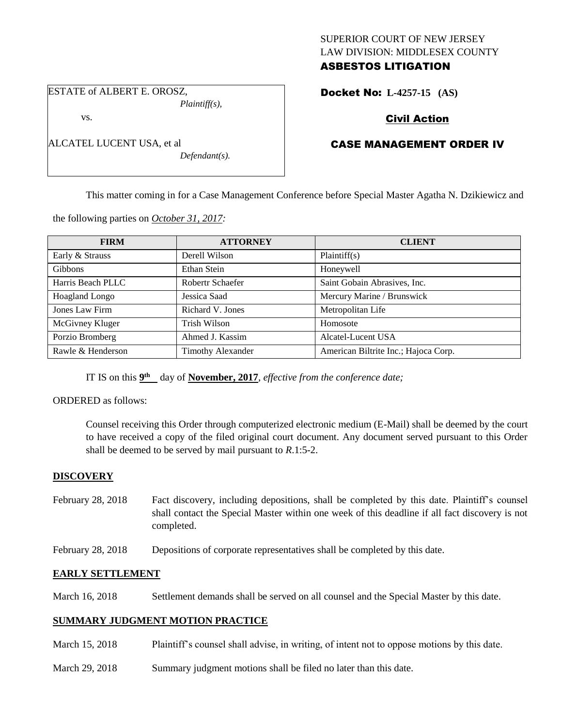SUPERIOR COURT OF NEW JERSEY
LAW DIVISION: MIDDLESEX COUNTY

**ASBESTOS LITIGATION**

ESTATE of ALBERT E. OROSZ,
*Plaintiff(s),*

vs.

ALCATEL LUCENT USA, et al
*Defendant(s).*

**Docket No: L-4257-15 (AS)**

**Civil Action**

**CASE MANAGEMENT ORDER IV**

This matter coming in for a Case Management Conference before Special Master Agatha N. Dzikiewicz and the following parties on *October 31, 2017:*

| FIRM | ATTORNEY | CLIENT |
|---|---|---|
| Early & Strauss | Derell Wilson | Plaintiff(s) |
| Gibbons | Ethan Stein | Honeywell |
| Harris Beach PLLC | Robertr Schaefer | Saint Gobain Abrasives, Inc. |
| Hoagland Longo | Jessica Saad | Mercury Marine / Brunswick |
| Jones Law Firm | Richard V. Jones | Metropolitan Life |
| McGivney Kluger | Trish Wilson | Homosote |
| Porzio Bromberg | Ahmed J. Kassim | Alcatel-Lucent USA |
| Rawle & Henderson | Timothy Alexander | American Biltrite Inc.; Hajoca Corp. |

IT IS on this **9th** day of **November, 2017**, *effective from the conference date;*

ORDERED as follows:

Counsel receiving this Order through computerized electronic medium (E-Mail) shall be deemed by the court to have received a copy of the filed original court document. Any document served pursuant to this Order shall be deemed to be served by mail pursuant to *R*.1:5-2.

**DISCOVERY**

February 28, 2018 Fact discovery, including depositions, shall be completed by this date. Plaintiff's counsel shall contact the Special Master within one week of this deadline if all fact discovery is not completed.

February 28, 2018 Depositions of corporate representatives shall be completed by this date.

**EARLY SETTLEMENT**

March 16, 2018 Settlement demands shall be served on all counsel and the Special Master by this date.

**SUMMARY JUDGMENT MOTION PRACTICE**

March 15, 2018 Plaintiff's counsel shall advise, in writing, of intent not to oppose motions by this date.

March 29, 2018 Summary judgment motions shall be filed no later than this date.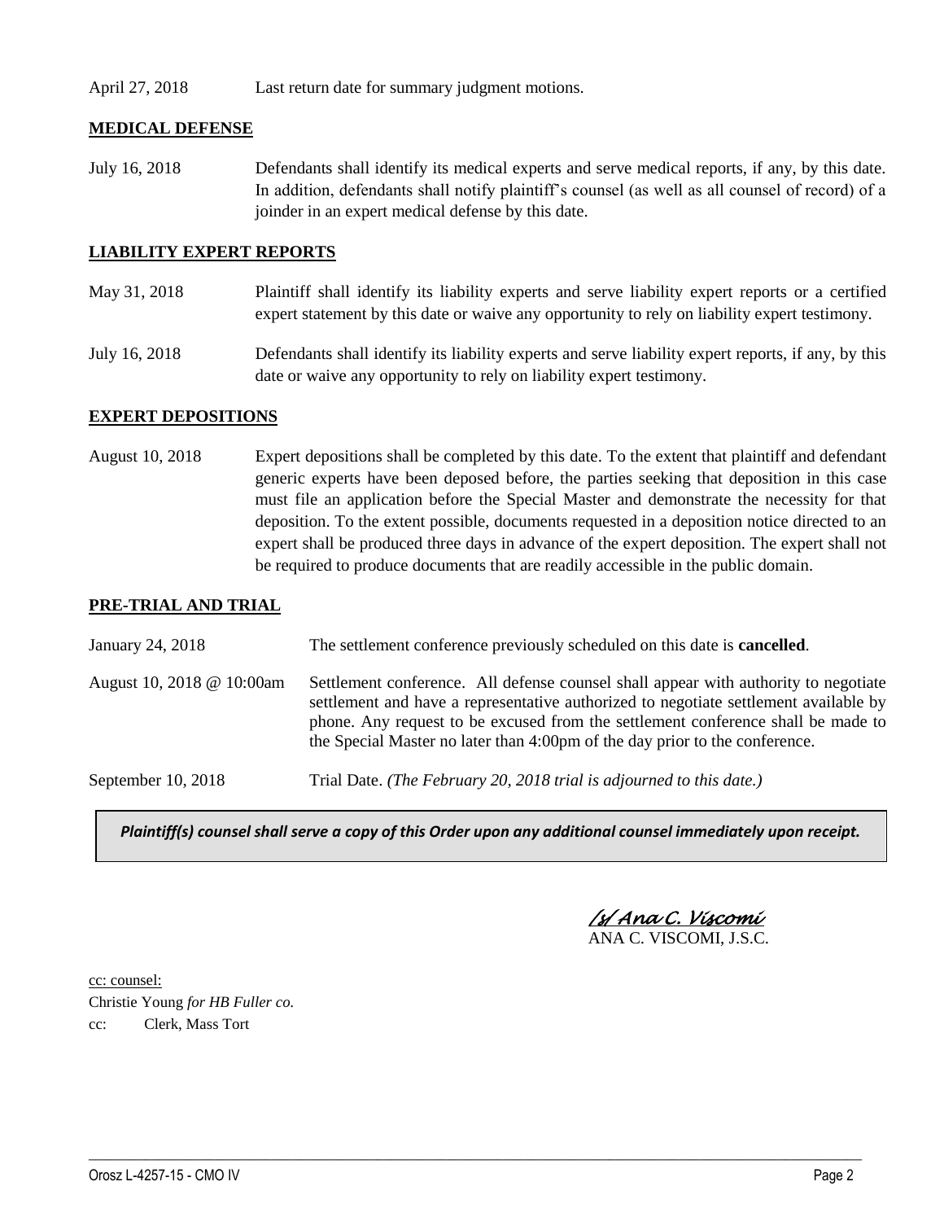April 27, 2018 Last return date for summary judgment motions.

**MEDICAL DEFENSE**

July 16, 2018 Defendants shall identify its medical experts and serve medical reports, if any, by this date. In addition, defendants shall notify plaintiff's counsel (as well as all counsel of record) of a joinder in an expert medical defense by this date.

**LIABILITY EXPERT REPORTS**

May 31, 2018 Plaintiff shall identify its liability experts and serve liability expert reports or a certified expert statement by this date or waive any opportunity to rely on liability expert testimony.

July 16, 2018 Defendants shall identify its liability experts and serve liability expert reports, if any, by this date or waive any opportunity to rely on liability expert testimony.

**EXPERT DEPOSITIONS**

August 10, 2018 Expert depositions shall be completed by this date. To the extent that plaintiff and defendant generic experts have been deposed before, the parties seeking that deposition in this case must file an application before the Special Master and demonstrate the necessity for that deposition. To the extent possible, documents requested in a deposition notice directed to an expert shall be produced three days in advance of the expert deposition. The expert shall not be required to produce documents that are readily accessible in the public domain.

**PRE-TRIAL AND TRIAL**

January 24, 2018 The settlement conference previously scheduled on this date is **cancelled**.

August 10, 2018 @ 10:00am Settlement conference. All defense counsel shall appear with authority to negotiate settlement and have a representative authorized to negotiate settlement available by phone. Any request to be excused from the settlement conference shall be made to the Special Master no later than 4:00pm of the day prior to the conference.

September 10, 2018 Trial Date. *(The February 20, 2018 trial is adjourned to this date.)*

***Plaintiff(s) counsel shall serve a copy of this Order upon any additional counsel immediately upon receipt.***

*/s/ Ana C. Viscomi*
ANA C. VISCOMI, J.S.C.

cc: counsel:
Christie Young *for HB Fuller co.*
cc: Clerk, Mass Tort